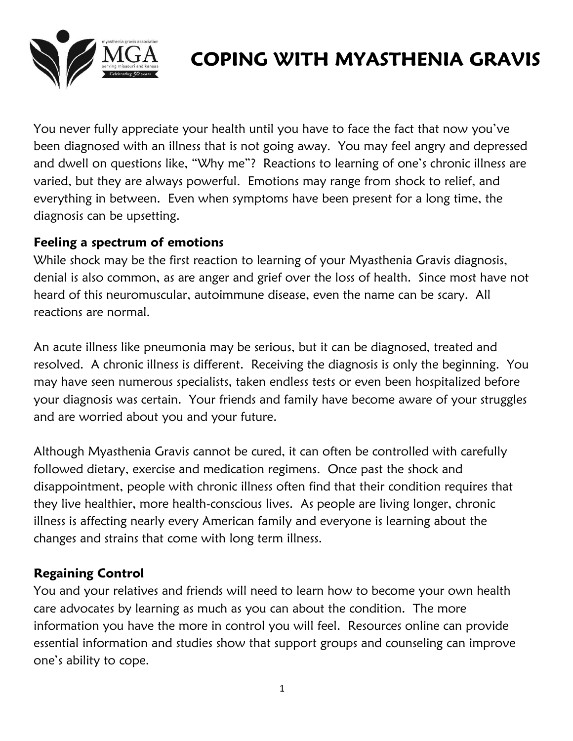# COPING WITH MYASTHENIA GRAVIS

You never fully appreciate your health until you have to face the fact that now you've been diagnosed with an illness that is not going away. You may feel angry and depressed and dwell on questions like, "Why me"? Reactions to learning of one's chronic illness are varied, but they are always powerful. Emotions may range from shock to relief, and everything in between. Even when symptoms have been present for a long time, the diagnosis can be upsetting.

## Feeling a spectrum of emotions

While shock may be the first reaction to learning of your Myasthenia Gravis diagnosis, denial is also common, as are anger and grief over the loss of health. Since most have not heard of this neuromuscular, autoimmune disease, even the name can be scary. All reactions are normal.

An acute illness like pneumonia may be serious, but it can be diagnosed, treated and resolved. A chronic illness is different. Receiving the diagnosis is only the beginning. You may have seen numerous specialists, taken endless tests or even been hospitalized before your diagnosis was certain. Your friends and family have become aware of your struggles and are worried about you and your future.

Although Myasthenia Gravis cannot be cured, it can often be controlled with carefully followed dietary, exercise and medication regimens. Once past the shock and disappointment, people with chronic illness often find that their condition requires that they live healthier, more health-conscious lives. As people are living longer, chronic illness is affecting nearly every American family and everyone is learning about the changes and strains that come with long term illness.

## Regaining Control

You and your relatives and friends will need to learn how to become your own health care advocates by learning as much as you can about the condition. The more information you have the more in control you will feel. Resources online can provide essential information and studies show that support groups and counseling can improve one's ability to cope.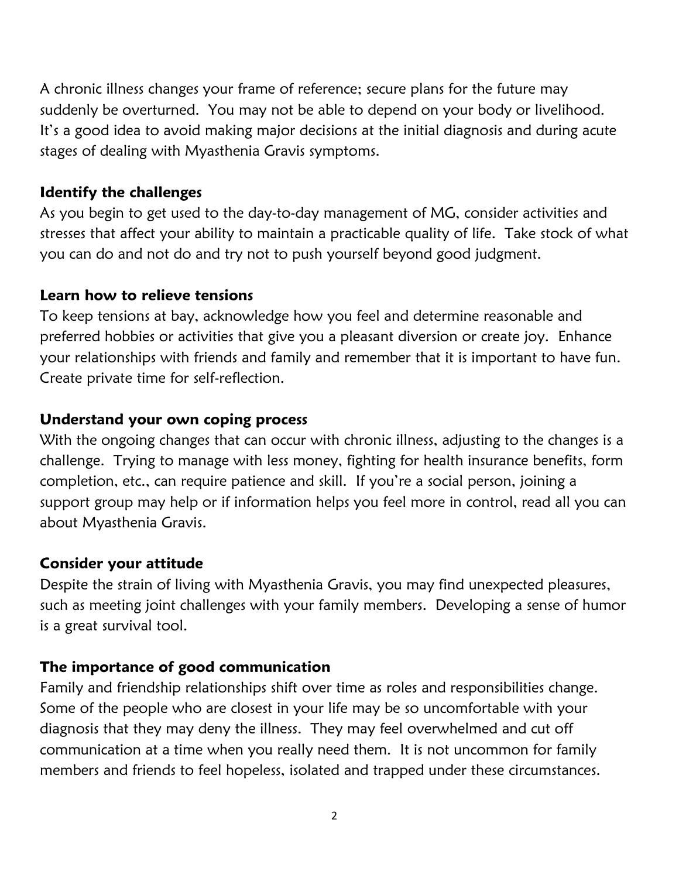A chronic illness changes your frame of reference; secure plans for the future may suddenly be overturned. You may not be able to depend on your body or livelihood. It's a good idea to avoid making major decisions at the initial diagnosis and during acute stages of dealing with Myasthenia Gravis symptoms.

**Identify the challenges**

As you begin to get used to the day-to-day management of MG, consider activities and stresses that affect your ability to maintain a practicable quality of life. Take stock of what you can do and not do and try not to push yourself beyond good judgment.

**Learn how to relieve tensions**

To keep tensions at bay, acknowledge how you feel and determine reasonable and preferred hobbies or activities that give you a pleasant diversion or create joy. Enhance your relationships with friends and family and remember that it is important to have fun. Create private time for self-reflection.

**Understand your own coping process**

With the ongoing changes that can occur with chronic illness, adjusting to the changes is a challenge. Trying to manage with less money, fighting for health insurance benefits, form completion, etc., can require patience and skill. If you're a social person, joining a support group may help or if information helps you feel more in control, read all you can about Myasthenia Gravis.

**Consider your attitude**

Despite the strain of living with Myasthenia Gravis, you may find unexpected pleasures, such as meeting joint challenges with your family members. Developing a sense of humor is a great survival tool.

**The importance of good communication**

Family and friendship relationships shift over time as roles and responsibilities change. Some of the people who are closest in your life may be so uncomfortable with your diagnosis that they may deny the illness. They may feel overwhelmed and cut off communication at a time when you really need them. It is not uncommon for family members and friends to feel hopeless, isolated and trapped under these circumstances.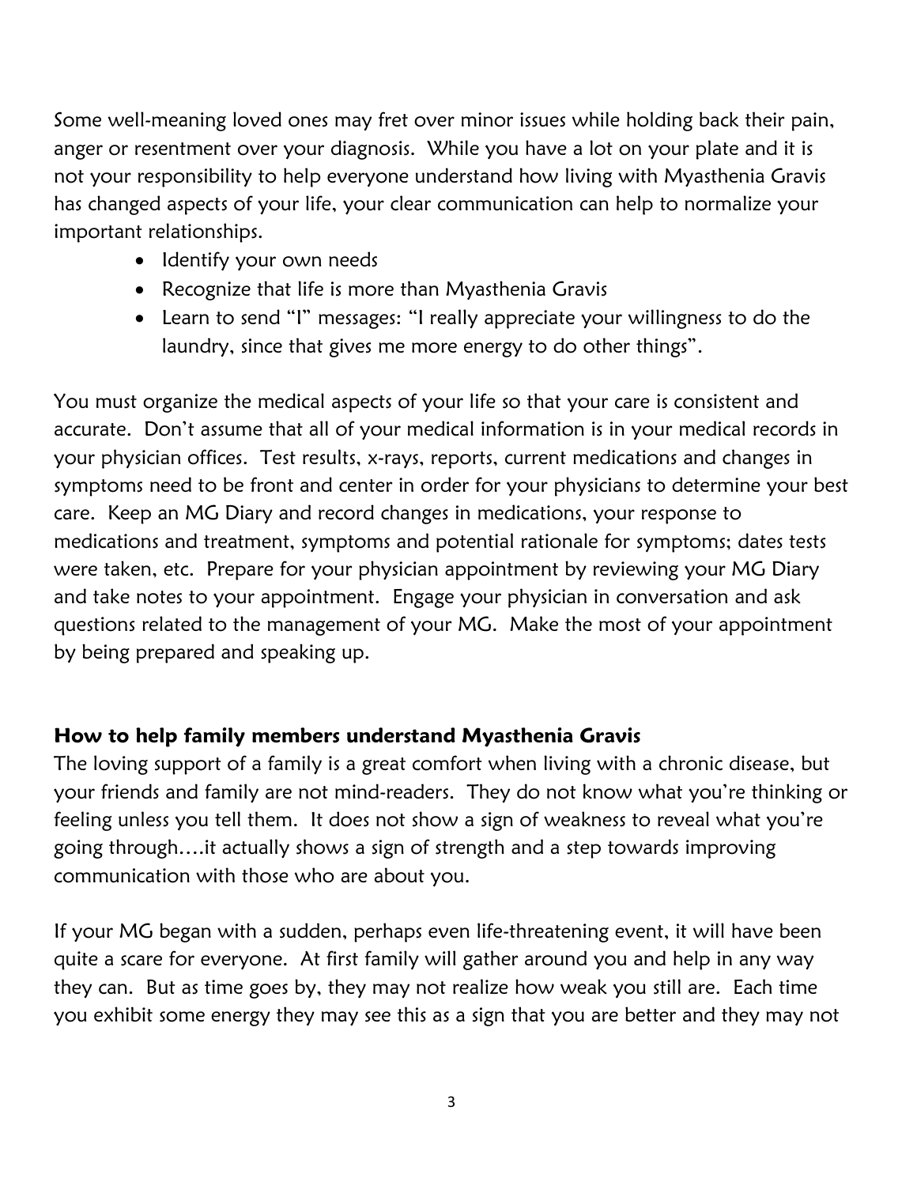Some well-meaning loved ones may fret over minor issues while holding back their pain, anger or resentment over your diagnosis. While you have a lot on your plate and it is not your responsibility to help everyone understand how living with Myasthenia Gravis has changed aspects of your life, your clear communication can help to normalize your important relationships.

- Identify your own needs
- Recognize that life is more than Myasthenia Gravis
- Learn to send "I" messages: "I really appreciate your willingness to do the laundry, since that gives me more energy to do other things".

You must organize the medical aspects of your life so that your care is consistent and accurate. Don't assume that all of your medical information is in your medical records in your physician offices. Test results, x-rays, reports, current medications and changes in symptoms need to be front and center in order for your physicians to determine your best care. Keep an MG Diary and record changes in medications, your response to medications and treatment, symptoms and potential rationale for symptoms; dates tests were taken, etc. Prepare for your physician appointment by reviewing your MG Diary and take notes to your appointment. Engage your physician in conversation and ask questions related to the management of your MG. Make the most of your appointment by being prepared and speaking up.

## How to help family members understand Myasthenia Gravis

The loving support of a family is a great comfort when living with a chronic disease, but your friends and family are not mind-readers. They do not know what you're thinking or feeling unless you tell them. It does not show a sign of weakness to reveal what you're going through….it actually shows a sign of strength and a step towards improving communication with those who are about you.

If your MG began with a sudden, perhaps even life-threatening event, it will have been quite a scare for everyone. At first family will gather around you and help in any way they can. But as time goes by, they may not realize how weak you still are. Each time you exhibit some energy they may see this as a sign that you are better and they may not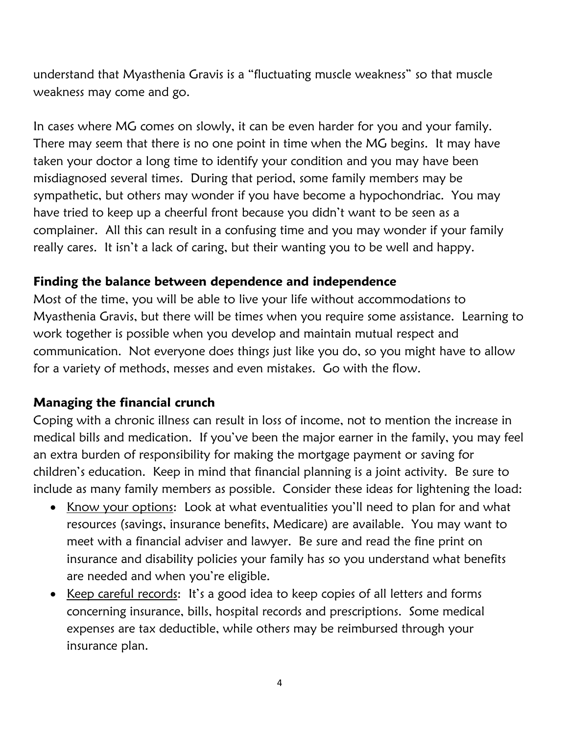understand that Myasthenia Gravis is a "fluctuating muscle weakness" so that muscle weakness may come and go.

In cases where MG comes on slowly, it can be even harder for you and your family. There may seem that there is no one point in time when the MG begins. It may have taken your doctor a long time to identify your condition and you may have been misdiagnosed several times. During that period, some family members may be sympathetic, but others may wonder if you have become a hypochondriac. You may have tried to keep up a cheerful front because you didn't want to be seen as a complainer. All this can result in a confusing time and you may wonder if your family really cares. It isn't a lack of caring, but their wanting you to be well and happy.

### Finding the balance between dependence and independence

Most of the time, you will be able to live your life without accommodations to Myasthenia Gravis, but there will be times when you require some assistance. Learning to work together is possible when you develop and maintain mutual respect and communication. Not everyone does things just like you do, so you might have to allow for a variety of methods, messes and even mistakes. Go with the flow.

### Managing the financial crunch

Coping with a chronic illness can result in loss of income, not to mention the increase in medical bills and medication. If you've been the major earner in the family, you may feel an extra burden of responsibility for making the mortgage payment or saving for children's education. Keep in mind that financial planning is a joint activity. Be sure to include as many family members as possible. Consider these ideas for lightening the load:

- <u>Know your options</u>: Look at what eventualities you'll need to plan for and what resources (savings, insurance benefits, Medicare) are available. You may want to meet with a financial adviser and lawyer. Be sure and read the fine print on insurance and disability policies your family has so you understand what benefits are needed and when you're eligible.
- <u>Keep careful records</u>: It's a good idea to keep copies of all letters and forms concerning insurance, bills, hospital records and prescriptions. Some medical expenses are tax deductible, while others may be reimbursed through your insurance plan.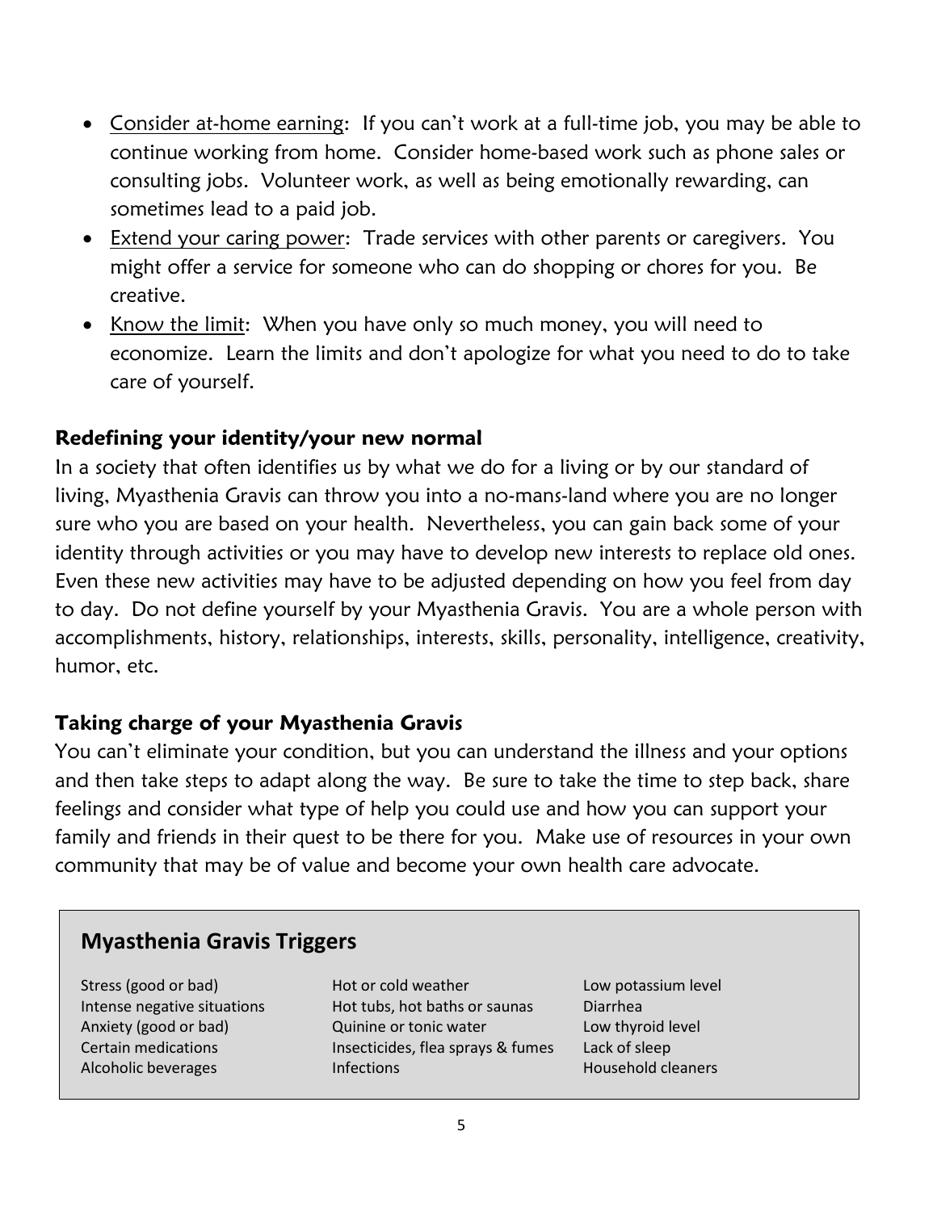- Consider at-home earning: If you can't work at a full-time job, you may be able to continue working from home. Consider home-based work such as phone sales or consulting jobs. Volunteer work, as well as being emotionally rewarding, can sometimes lead to a paid job.
- Extend your caring power: Trade services with other parents or caregivers. You might offer a service for someone who can do shopping or chores for you. Be creative.
- Know the limit: When you have only so much money, you will need to economize. Learn the limits and don't apologize for what you need to do to take care of yourself.

### Redefining your identity/your new normal

In a society that often identifies us by what we do for a living or by our standard of living, Myasthenia Gravis can throw you into a no-mans-land where you are no longer sure who you are based on your health. Nevertheless, you can gain back some of your identity through activities or you may have to develop new interests to replace old ones. Even these new activities may have to be adjusted depending on how you feel from day to day. Do not define yourself by your Myasthenia Gravis. You are a whole person with accomplishments, history, relationships, interests, skills, personality, intelligence, creativity, humor, etc.

### Taking charge of your Myasthenia Gravis

You can't eliminate your condition, but you can understand the illness and your options and then take steps to adapt along the way. Be sure to take the time to step back, share feelings and consider what type of help you could use and how you can support your family and friends in their quest to be there for you. Make use of resources in your own community that may be of value and become your own health care advocate.

## Myasthenia Gravis Triggers

| | | |
|---|---|---|
| Stress (good or bad) | Hot or cold weather | Low potassium level |
| Intense negative situations | Hot tubs, hot baths or saunas | Diarrhea |
| Anxiety (good or bad) | Quinine or tonic water | Low thyroid level |
| Certain medications | Insecticides, flea sprays & fumes | Lack of sleep |
| Alcoholic beverages | Infections | Household cleaners |